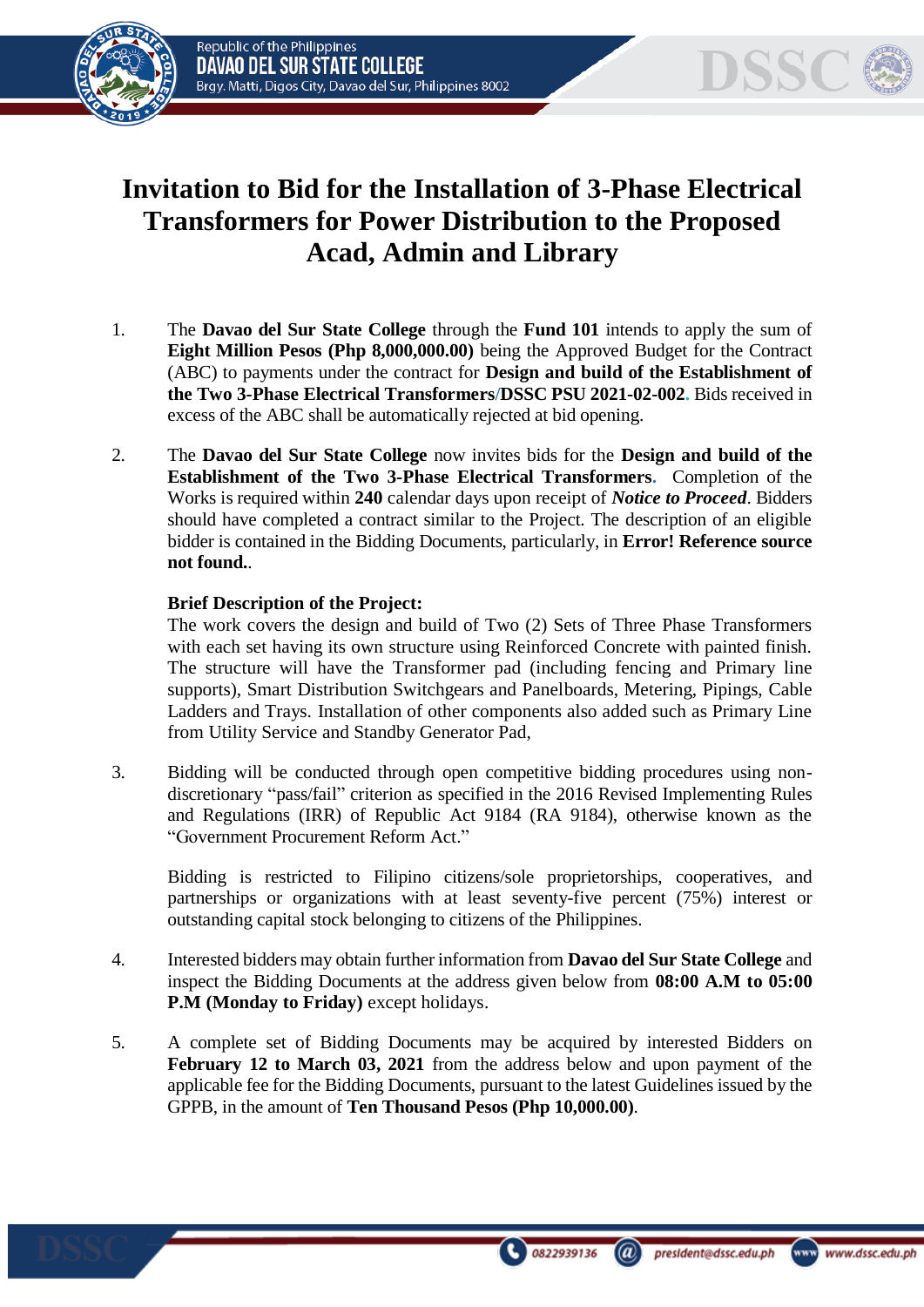# Invitation to Bid for the Installation of 3-Phase Electrical Transformers for Power Distribution to the Proposed Acad, Admin and Library

1. The **Davao del Sur State College** through the **Fund 101** intends to apply the sum of **Eight Million Pesos (Php 8,000,000.00)** being the Approved Budget for the Contract (ABC) to payments under the contract for **Design and build of the Establishment of the Two 3-Phase Electrical Transformers/DSSC PSU 2021-02-002.** Bids received in excess of the ABC shall be automatically rejected at bid opening.

2. The **Davao del Sur State College** now invites bids for the **Design and build of the Establishment of the Two 3-Phase Electrical Transformers.** Completion of the Works is required within **240** calendar days upon receipt of ***Notice to Proceed***. Bidders should have completed a contract similar to the Project. The description of an eligible bidder is contained in the Bidding Documents, particularly, in **Error! Reference source not found.**.

   **Brief Description of the Project:**
   The work covers the design and build of Two (2) Sets of Three Phase Transformers with each set having its own structure using Reinforced Concrete with painted finish. The structure will have the Transformer pad (including fencing and Primary line supports), Smart Distribution Switchgears and Panelboards, Metering, Pipings, Cable Ladders and Trays. Installation of other components also added such as Primary Line from Utility Service and Standby Generator Pad,

3. Bidding will be conducted through open competitive bidding procedures using non-discretionary "pass/fail" criterion as specified in the 2016 Revised Implementing Rules and Regulations (IRR) of Republic Act 9184 (RA 9184), otherwise known as the "Government Procurement Reform Act."

   Bidding is restricted to Filipino citizens/sole proprietorships, cooperatives, and partnerships or organizations with at least seventy-five percent (75%) interest or outstanding capital stock belonging to citizens of the Philippines.

4. Interested bidders may obtain further information from **Davao del Sur State College** and inspect the Bidding Documents at the address given below from **08:00 A.M to 05:00 P.M (Monday to Friday)** except holidays.

5. A complete set of Bidding Documents may be acquired by interested Bidders on **February 12 to March 03, 2021** from the address below and upon payment of the applicable fee for the Bidding Documents, pursuant to the latest Guidelines issued by the GPPB, in the amount of **Ten Thousand Pesos (Php 10,000.00)**.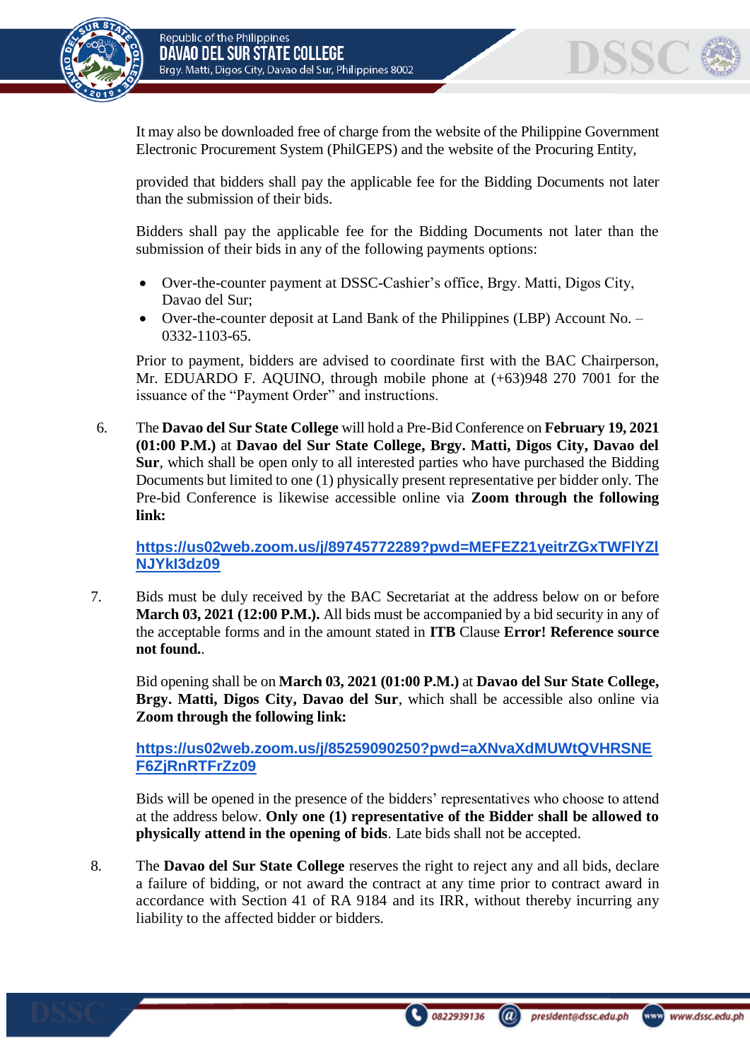It may also be downloaded free of charge from the website of the Philippine Government Electronic Procurement System (PhilGEPS) and the website of the Procuring Entity,

provided that bidders shall pay the applicable fee for the Bidding Documents not later than the submission of their bids.

Bidders shall pay the applicable fee for the Bidding Documents not later than the submission of their bids in any of the following payments options:

- Over-the-counter payment at DSSC-Cashier's office, Brgy. Matti, Digos City, Davao del Sur;
- Over-the-counter deposit at Land Bank of the Philippines (LBP) Account No. – 0332-1103-65.

Prior to payment, bidders are advised to coordinate first with the BAC Chairperson, Mr. EDUARDO F. AQUINO, through mobile phone at (+63)948 270 7001 for the issuance of the "Payment Order" and instructions.

6. The **Davao del Sur State College** will hold a Pre-Bid Conference on **February 19, 2021 (01:00 P.M.)** at **Davao del Sur State College, Brgy. Matti, Digos City, Davao del Sur**, which shall be open only to all interested parties who have purchased the Bidding Documents but limited to one (1) physically present representative per bidder only. The Pre-bid Conference is likewise accessible online via **Zoom through the following link:**

   **https://us02web.zoom.us/j/89745772289?pwd=MEFEZ21yeitrZGxTWFlYZlNJYkl3dz09**

7. Bids must be duly received by the BAC Secretariat at the address below on or before **March 03, 2021 (12:00 P.M.).** All bids must be accompanied by a bid security in any of the acceptable forms and in the amount stated in **ITB** Clause **Error! Reference source not found.**.

   Bid opening shall be on **March 03, 2021 (01:00 P.M.)** at **Davao del Sur State College, Brgy. Matti, Digos City, Davao del Sur**, which shall be accessible also online via **Zoom through the following link:**

   **https://us02web.zoom.us/j/85259090250?pwd=aXNvaXdMUWtQVHRSNEF6ZjRnRTFrZz09**

   Bids will be opened in the presence of the bidders' representatives who choose to attend at the address below. **Only one (1) representative of the Bidder shall be allowed to physically attend in the opening of bids**. Late bids shall not be accepted.

8. The **Davao del Sur State College** reserves the right to reject any and all bids, declare a failure of bidding, or not award the contract at any time prior to contract award in accordance with Section 41 of RA 9184 and its IRR, without thereby incurring any liability to the affected bidder or bidders.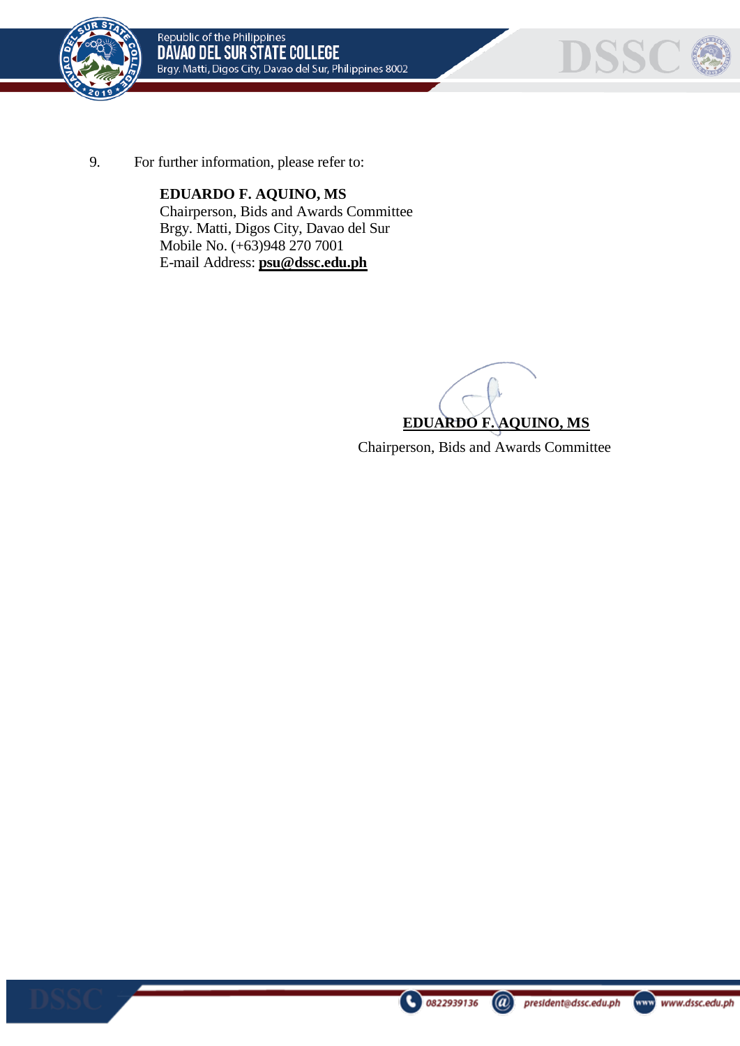9. For further information, please refer to:

**EDUARDO F. AQUINO, MS**
Chairperson, Bids and Awards Committee
Brgy. Matti, Digos City, Davao del Sur
Mobile No. (+63)948 270 7001
E-mail Address: **psu@dssc.edu.ph**

**EDUARDO F. AQUINO, MS**
Chairperson, Bids and Awards Committee